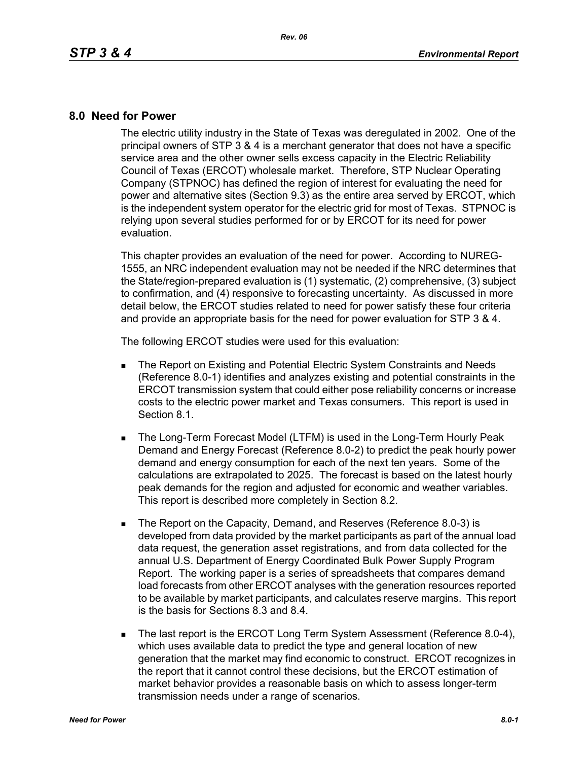# 8.0 Need for Power

The electric utility industry in the State of Texas was deregulated in 2002. One of the principal owners of STP 3 & 4 is a merchant generator that does not have a specific service area and the other owner sells excess capacity in the Electric Reliability Council of Texas (ERCOT) wholesale market. Therefore, STP Nuclear Operating Company (STPNOC) has defined the region of interest for evaluating the need for power and alternative sites (Section 9.3) as the entire area served by ERCOT, which is the independent system operator for the electric grid for most of Texas. STPNOC is relying upon several studies performed for or by ERCOT for its need for power evaluation.

This chapter provides an evaluation of the need for power. According to NUREG-1555, an NRC independent evaluation may not be needed if the NRC determines that the State/region-prepared evaluation is (1) systematic, (2) comprehensive, (3) subject to confirmation, and (4) responsive to forecasting uncertainty. As discussed in more detail below, the ERCOT studies related to need for power satisfy these four criteria and provide an appropriate basis for the need for power evaluation for STP 3 & 4.

The following ERCOT studies were used for this evaluation:

- The Report on Existing and Potential Electric System Constraints and Needs (Reference 8.0-1) identifies and analyzes existing and potential constraints in the ERCOT transmission system that could either pose reliability concerns or increase costs to the electric power market and Texas consumers. This report is used in Section 8.1.

- The Long-Term Forecast Model (LTFM) is used in the Long-Term Hourly Peak Demand and Energy Forecast (Reference 8.0-2) to predict the peak hourly power demand and energy consumption for each of the next ten years. Some of the calculations are extrapolated to 2025. The forecast is based on the latest hourly peak demands for the region and adjusted for economic and weather variables. This report is described more completely in Section 8.2.

- The Report on the Capacity, Demand, and Reserves (Reference 8.0-3) is developed from data provided by the market participants as part of the annual load data request, the generation asset registrations, and from data collected for the annual U.S. Department of Energy Coordinated Bulk Power Supply Program Report. The working paper is a series of spreadsheets that compares demand load forecasts from other ERCOT analyses with the generation resources reported to be available by market participants, and calculates reserve margins. This report is the basis for Sections 8.3 and 8.4.

- The last report is the ERCOT Long Term System Assessment (Reference 8.0-4), which uses available data to predict the type and general location of new generation that the market may find economic to construct. ERCOT recognizes in the report that it cannot control these decisions, but the ERCOT estimation of market behavior provides a reasonable basis on which to assess longer-term transmission needs under a range of scenarios.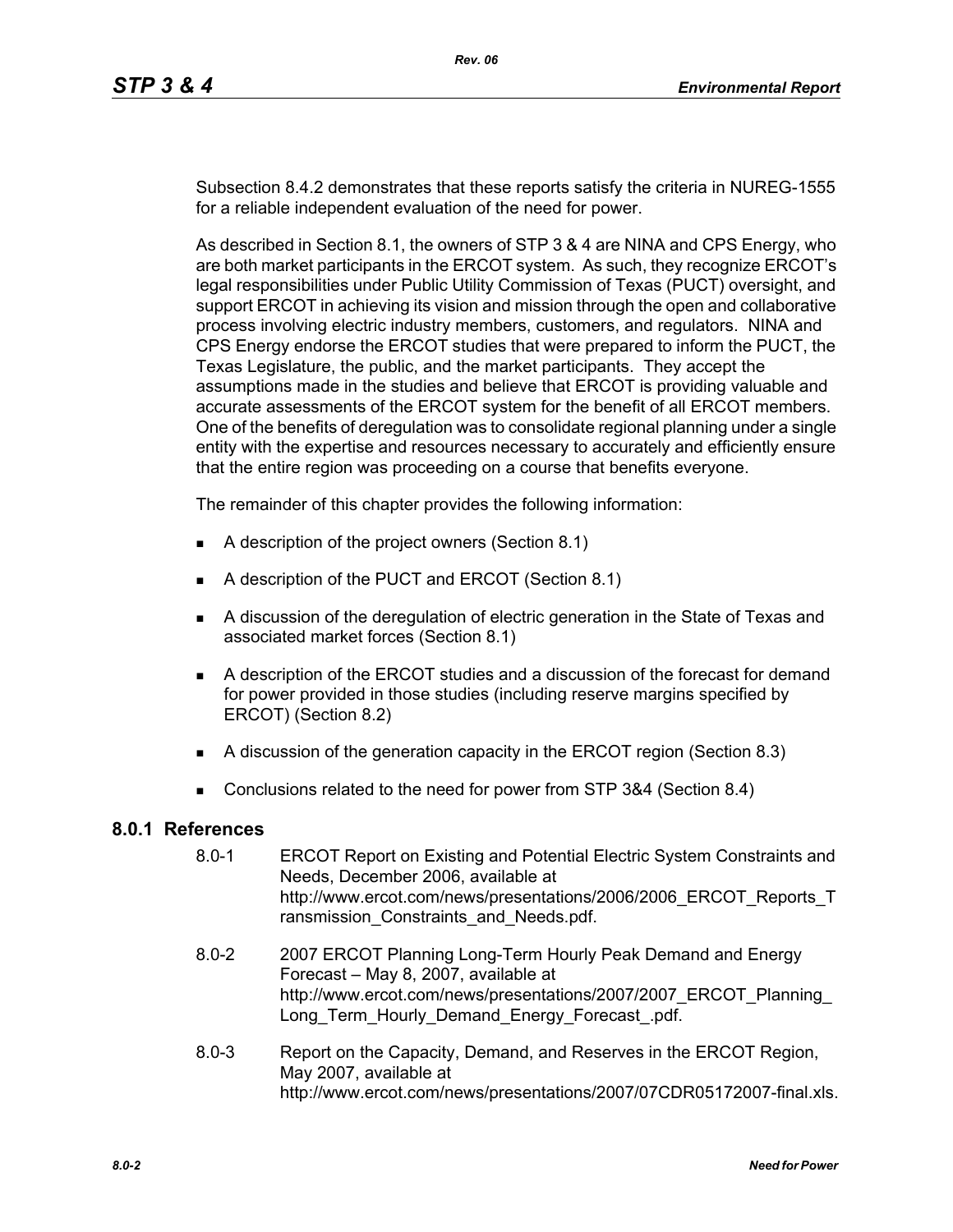Subsection 8.4.2 demonstrates that these reports satisfy the criteria in NUREG-1555 for a reliable independent evaluation of the need for power.

As described in Section 8.1, the owners of STP 3 & 4 are NINA and CPS Energy, who are both market participants in the ERCOT system. As such, they recognize ERCOT's legal responsibilities under Public Utility Commission of Texas (PUCT) oversight, and support ERCOT in achieving its vision and mission through the open and collaborative process involving electric industry members, customers, and regulators. NINA and CPS Energy endorse the ERCOT studies that were prepared to inform the PUCT, the Texas Legislature, the public, and the market participants. They accept the assumptions made in the studies and believe that ERCOT is providing valuable and accurate assessments of the ERCOT system for the benefit of all ERCOT members. One of the benefits of deregulation was to consolidate regional planning under a single entity with the expertise and resources necessary to accurately and efficiently ensure that the entire region was proceeding on a course that benefits everyone.

The remainder of this chapter provides the following information:

- A description of the project owners (Section 8.1)
- A description of the PUCT and ERCOT (Section 8.1)
- A discussion of the deregulation of electric generation in the State of Texas and associated market forces (Section 8.1)
- A description of the ERCOT studies and a discussion of the forecast for demand for power provided in those studies (including reserve margins specified by ERCOT) (Section 8.2)
- A discussion of the generation capacity in the ERCOT region (Section 8.3)
- Conclusions related to the need for power from STP 3&4 (Section 8.4)

## 8.0.1 References

8.0-1 ERCOT Report on Existing and Potential Electric System Constraints and Needs, December 2006, available at http://www.ercot.com/news/presentations/2006/2006_ERCOT_Reports_Transmission_Constraints_and_Needs.pdf.

8.0-2 2007 ERCOT Planning Long-Term Hourly Peak Demand and Energy Forecast – May 8, 2007, available at http://www.ercot.com/news/presentations/2007/2007_ERCOT_Planning_Long_Term_Hourly_Demand_Energy_Forecast_.pdf.

8.0-3 Report on the Capacity, Demand, and Reserves in the ERCOT Region, May 2007, available at http://www.ercot.com/news/presentations/2007/07CDR05172007-final.xls.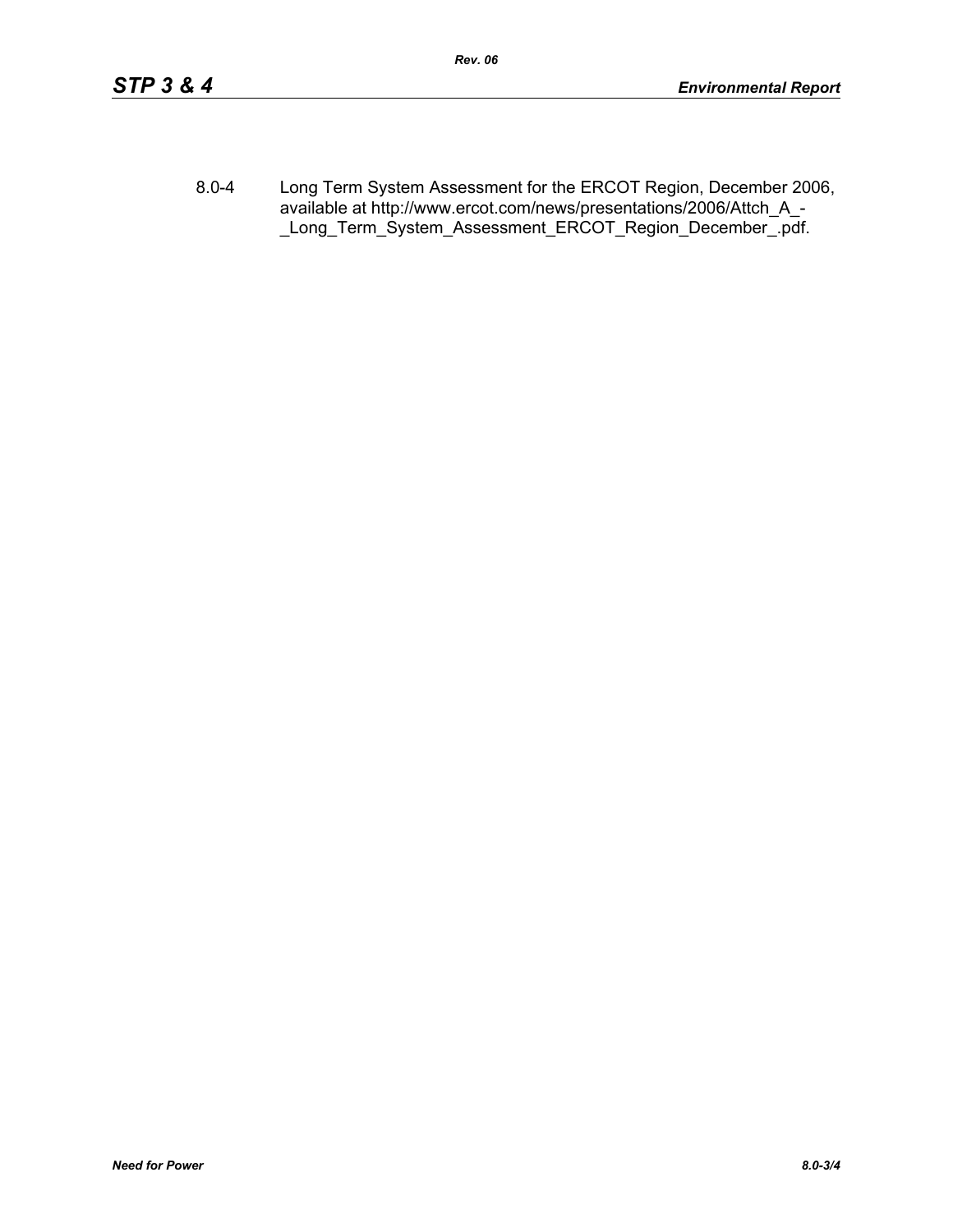8.0-4 Long Term System Assessment for the ERCOT Region, December 2006, available at http://www.ercot.com/news/presentations/2006/Attch_A_-_Long_Term_System_Assessment_ERCOT_Region_December_.pdf.